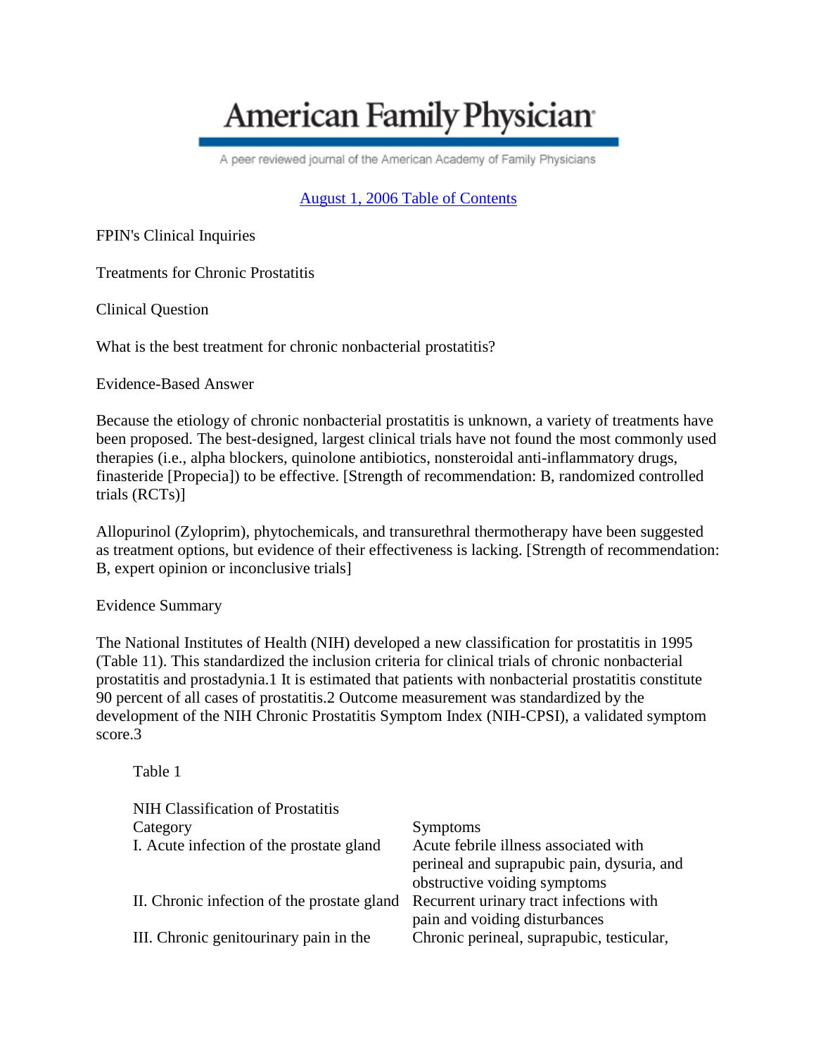# American Family Physician

A peer reviewed journal of the American Academy of Family Physicians

August 1, 2006 Table of Contents

FPIN's Clinical Inquiries

## Treatments for Chronic Prostatitis

### Clinical Question

What is the best treatment for chronic nonbacterial prostatitis?

### Evidence-Based Answer

Because the etiology of chronic nonbacterial prostatitis is unknown, a variety of treatments have been proposed. The best-designed, largest clinical trials have not found the most commonly used therapies (i.e., alpha blockers, quinolone antibiotics, nonsteroidal anti-inflammatory drugs, finasteride [Propecia]) to be effective. [Strength of recommendation: B, randomized controlled trials (RCTs)]

Allopurinol (Zyloprim), phytochemicals, and transurethral thermotherapy have been suggested as treatment options, but evidence of their effectiveness is lacking. [Strength of recommendation: B, expert opinion or inconclusive trials]

### Evidence Summary

The National Institutes of Health (NIH) developed a new classification for prostatitis in 1995 (Table 1[1]). This standardized the inclusion criteria for clinical trials of chronic nonbacterial prostatitis and prostadynia.[1] It is estimated that patients with nonbacterial prostatitis constitute 90 percent of all cases of prostatitis.[2] Outcome measurement was standardized by the development of the NIH Chronic Prostatitis Symptom Index (NIH-CPSI), a validated symptom score.[3]

Table 1

NIH Classification of Prostatitis

| Category | Symptoms |
| --- | --- |
| I. Acute infection of the prostate gland | Acute febrile illness associated with perineal and suprapubic pain, dysuria, and obstructive voiding symptoms |
| II. Chronic infection of the prostate gland | Recurrent urinary tract infections with pain and voiding disturbances |
| III. Chronic genitourinary pain in the | Chronic perineal, suprapubic, testicular, |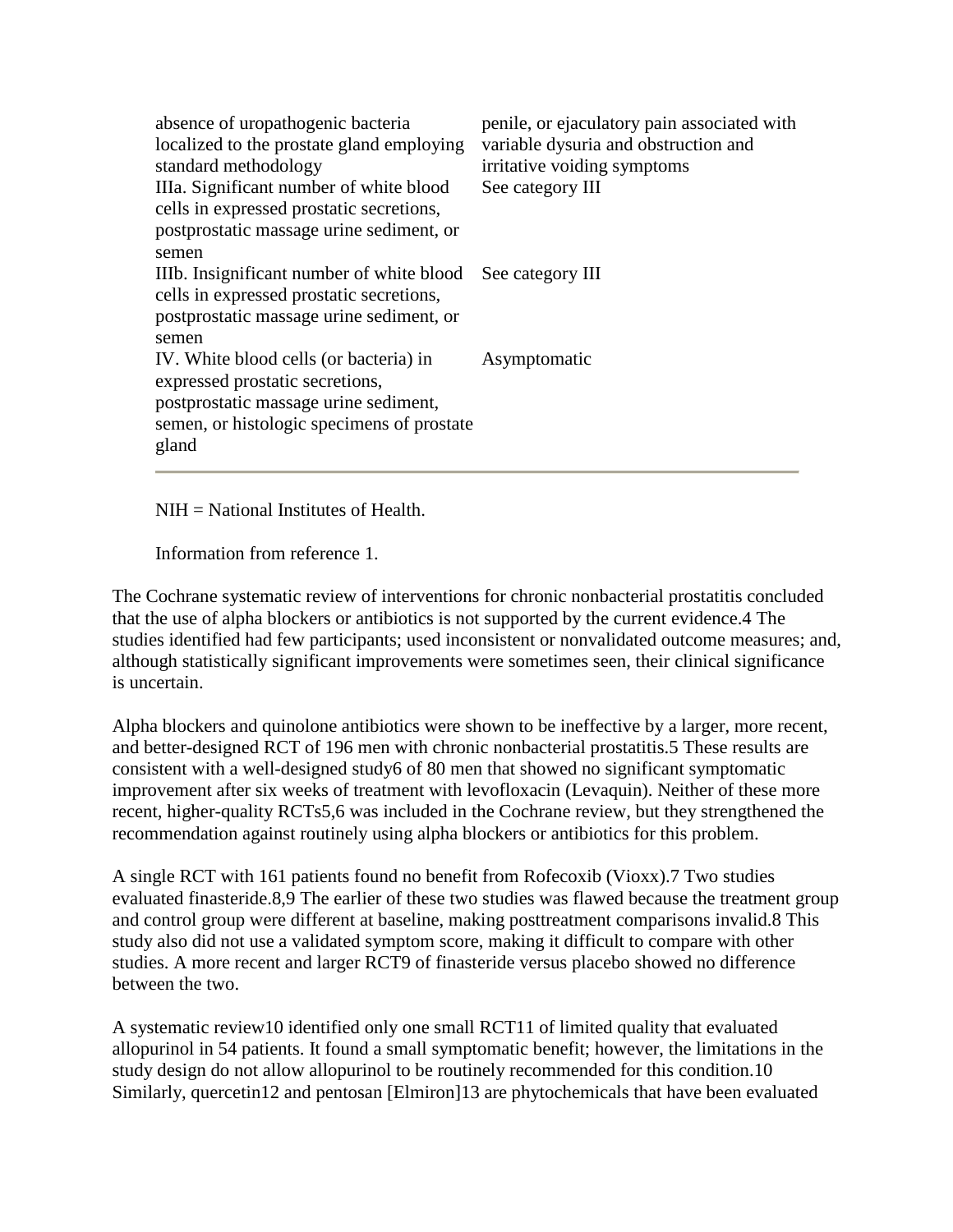| | |
|---|---|
| absence of uropathogenic bacteria localized to the prostate gland employing standard methodology | penile, or ejaculatory pain associated with variable dysuria and obstruction and irritative voiding symptoms |
| IIIa. Significant number of white blood cells in expressed prostatic secretions, postprostatic massage urine sediment, or semen | See category III |
| IIIb. Insignificant number of white blood cells in expressed prostatic secretions, postprostatic massage urine sediment, or semen | See category III |
| IV. White blood cells (or bacteria) in expressed prostatic secretions, postprostatic massage urine sediment, semen, or histologic specimens of prostate gland | Asymptomatic |

NIH = National Institutes of Health.

Information from reference 1.

The Cochrane systematic review of interventions for chronic nonbacterial prostatitis concluded that the use of alpha blockers or antibiotics is not supported by the current evidence.4 The studies identified had few participants; used inconsistent or nonvalidated outcome measures; and, although statistically significant improvements were sometimes seen, their clinical significance is uncertain.

Alpha blockers and quinolone antibiotics were shown to be ineffective by a larger, more recent, and better-designed RCT of 196 men with chronic nonbacterial prostatitis.5 These results are consistent with a well-designed study6 of 80 men that showed no significant symptomatic improvement after six weeks of treatment with levofloxacin (Levaquin). Neither of these more recent, higher-quality RCTs5,6 was included in the Cochrane review, but they strengthened the recommendation against routinely using alpha blockers or antibiotics for this problem.

A single RCT with 161 patients found no benefit from Rofecoxib (Vioxx).7 Two studies evaluated finasteride.8,9 The earlier of these two studies was flawed because the treatment group and control group were different at baseline, making posttreatment comparisons invalid.8 This study also did not use a validated symptom score, making it difficult to compare with other studies. A more recent and larger RCT9 of finasteride versus placebo showed no difference between the two.

A systematic review10 identified only one small RCT11 of limited quality that evaluated allopurinol in 54 patients. It found a small symptomatic benefit; however, the limitations in the study design do not allow allopurinol to be routinely recommended for this condition.10 Similarly, quercetin12 and pentosan [Elmiron]13 are phytochemicals that have been evaluated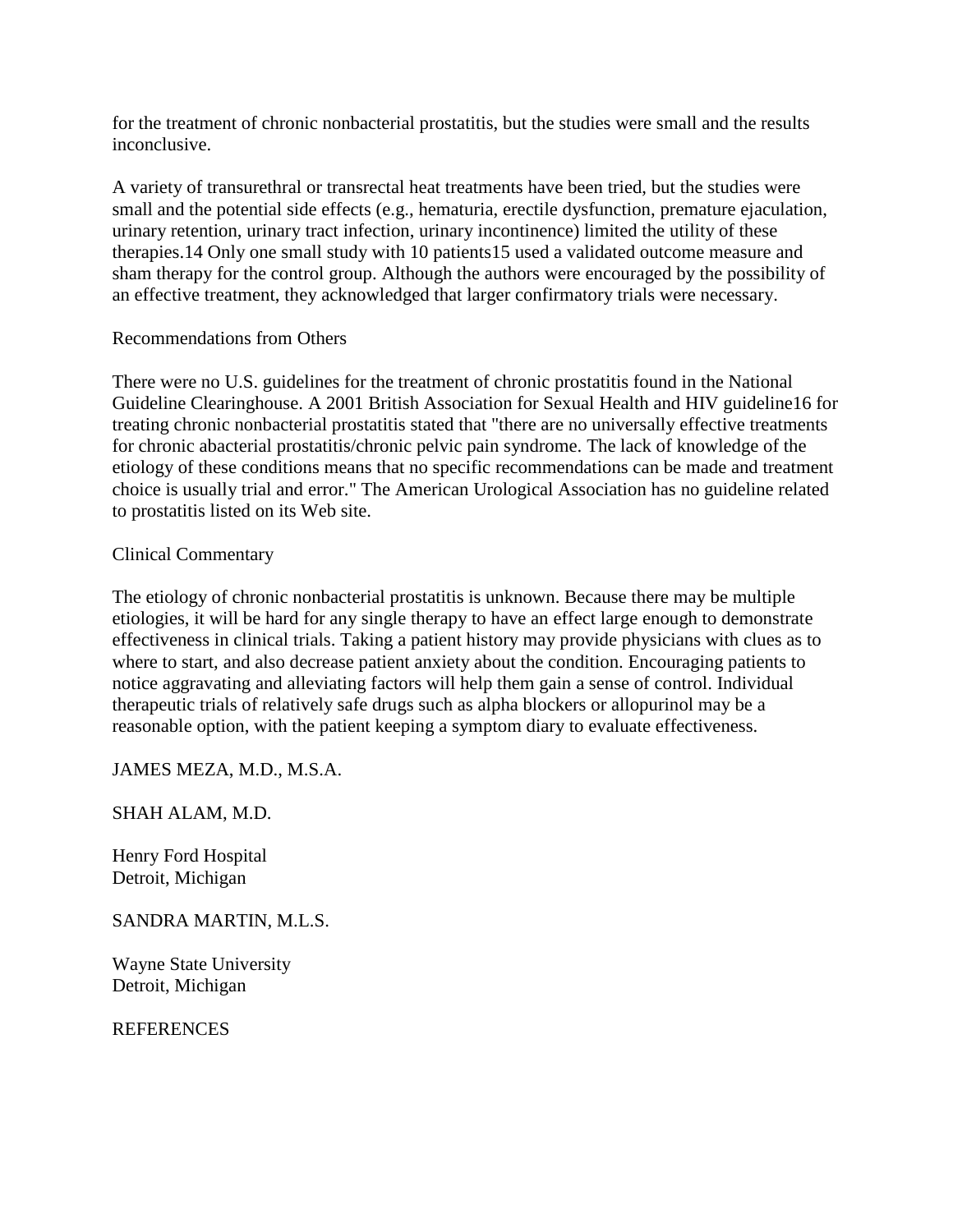for the treatment of chronic nonbacterial prostatitis, but the studies were small and the results inconclusive.

A variety of transurethral or transrectal heat treatments have been tried, but the studies were small and the potential side effects (e.g., hematuria, erectile dysfunction, premature ejaculation, urinary retention, urinary tract infection, urinary incontinence) limited the utility of these therapies.[14] Only one small study with 10 patients[15] used a validated outcome measure and sham therapy for the control group. Although the authors were encouraged by the possibility of an effective treatment, they acknowledged that larger confirmatory trials were necessary.

## Recommendations from Others

There were no U.S. guidelines for the treatment of chronic prostatitis found in the National Guideline Clearinghouse. A 2001 British Association for Sexual Health and HIV guideline[16] for treating chronic nonbacterial prostatitis stated that "there are no universally effective treatments for chronic abacterial prostatitis/chronic pelvic pain syndrome. The lack of knowledge of the etiology of these conditions means that no specific recommendations can be made and treatment choice is usually trial and error." The American Urological Association has no guideline related to prostatitis listed on its Web site.

## Clinical Commentary

The etiology of chronic nonbacterial prostatitis is unknown. Because there may be multiple etiologies, it will be hard for any single therapy to have an effect large enough to demonstrate effectiveness in clinical trials. Taking a patient history may provide physicians with clues as to where to start, and also decrease patient anxiety about the condition. Encouraging patients to notice aggravating and alleviating factors will help them gain a sense of control. Individual therapeutic trials of relatively safe drugs such as alpha blockers or allopurinol may be a reasonable option, with the patient keeping a symptom diary to evaluate effectiveness.

JAMES MEZA, M.D., M.S.A.

SHAH ALAM, M.D.

Henry Ford Hospital
Detroit, Michigan

SANDRA MARTIN, M.L.S.

Wayne State University
Detroit, Michigan

## REFERENCES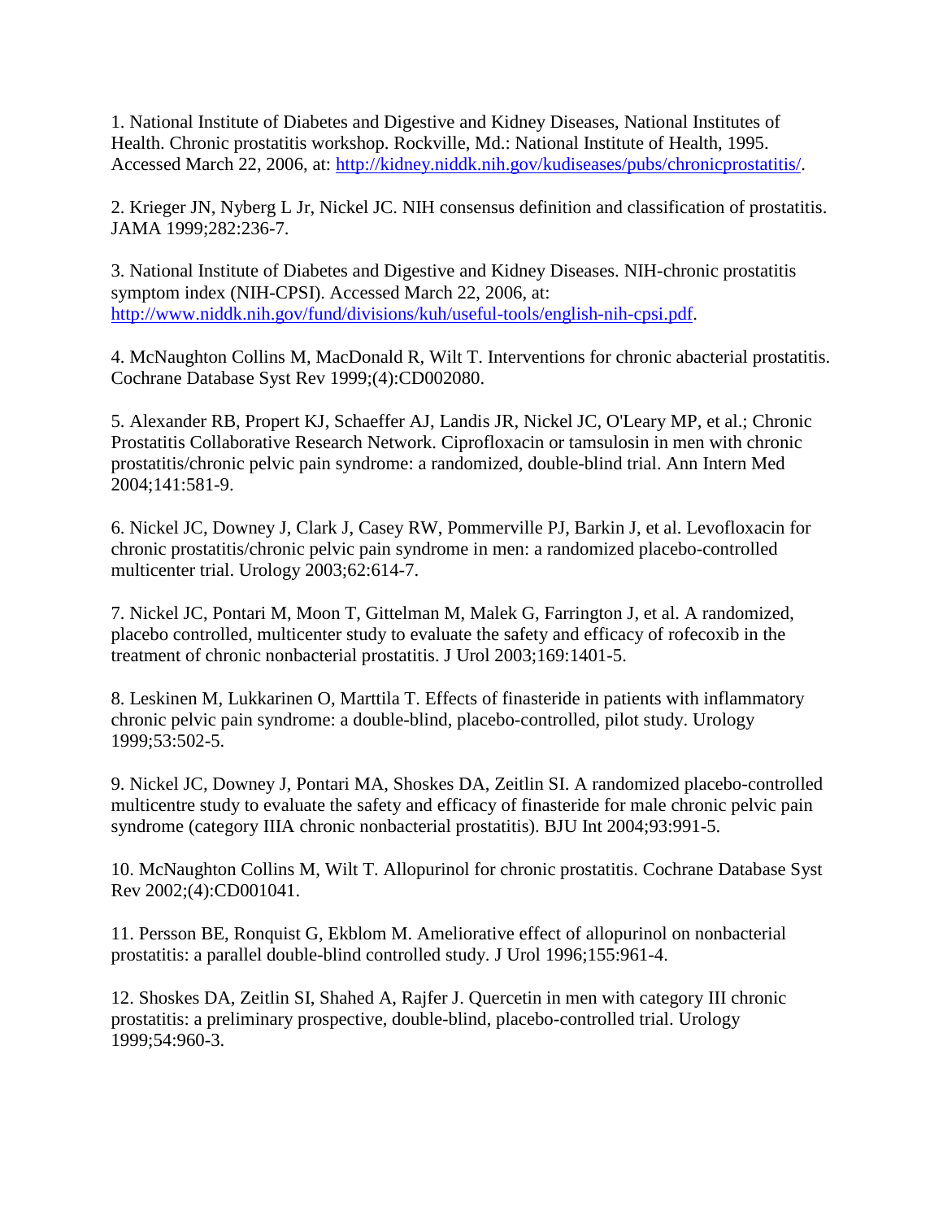1. National Institute of Diabetes and Digestive and Kidney Diseases, National Institutes of Health. Chronic prostatitis workshop. Rockville, Md.: National Institute of Health, 1995. Accessed March 22, 2006, at: http://kidney.niddk.nih.gov/kudiseases/pubs/chronicprostatitis/.

2. Krieger JN, Nyberg L Jr, Nickel JC. NIH consensus definition and classification of prostatitis. JAMA 1999;282:236-7.

3. National Institute of Diabetes and Digestive and Kidney Diseases. NIH-chronic prostatitis symptom index (NIH-CPSI). Accessed March 22, 2006, at: http://www.niddk.nih.gov/fund/divisions/kuh/useful-tools/english-nih-cpsi.pdf.

4. McNaughton Collins M, MacDonald R, Wilt T. Interventions for chronic abacterial prostatitis. Cochrane Database Syst Rev 1999;(4):CD002080.

5. Alexander RB, Propert KJ, Schaeffer AJ, Landis JR, Nickel JC, O'Leary MP, et al.; Chronic Prostatitis Collaborative Research Network. Ciprofloxacin or tamsulosin in men with chronic prostatitis/chronic pelvic pain syndrome: a randomized, double-blind trial. Ann Intern Med 2004;141:581-9.

6. Nickel JC, Downey J, Clark J, Casey RW, Pommerville PJ, Barkin J, et al. Levofloxacin for chronic prostatitis/chronic pelvic pain syndrome in men: a randomized placebo-controlled multicenter trial. Urology 2003;62:614-7.

7. Nickel JC, Pontari M, Moon T, Gittelman M, Malek G, Farrington J, et al. A randomized, placebo controlled, multicenter study to evaluate the safety and efficacy of rofecoxib in the treatment of chronic nonbacterial prostatitis. J Urol 2003;169:1401-5.

8. Leskinen M, Lukkarinen O, Marttila T. Effects of finasteride in patients with inflammatory chronic pelvic pain syndrome: a double-blind, placebo-controlled, pilot study. Urology 1999;53:502-5.

9. Nickel JC, Downey J, Pontari MA, Shoskes DA, Zeitlin SI. A randomized placebo-controlled multicentre study to evaluate the safety and efficacy of finasteride for male chronic pelvic pain syndrome (category IIIA chronic nonbacterial prostatitis). BJU Int 2004;93:991-5.

10. McNaughton Collins M, Wilt T. Allopurinol for chronic prostatitis. Cochrane Database Syst Rev 2002;(4):CD001041.

11. Persson BE, Ronquist G, Ekblom M. Ameliorative effect of allopurinol on nonbacterial prostatitis: a parallel double-blind controlled study. J Urol 1996;155:961-4.

12. Shoskes DA, Zeitlin SI, Shahed A, Rajfer J. Quercetin in men with category III chronic prostatitis: a preliminary prospective, double-blind, placebo-controlled trial. Urology 1999;54:960-3.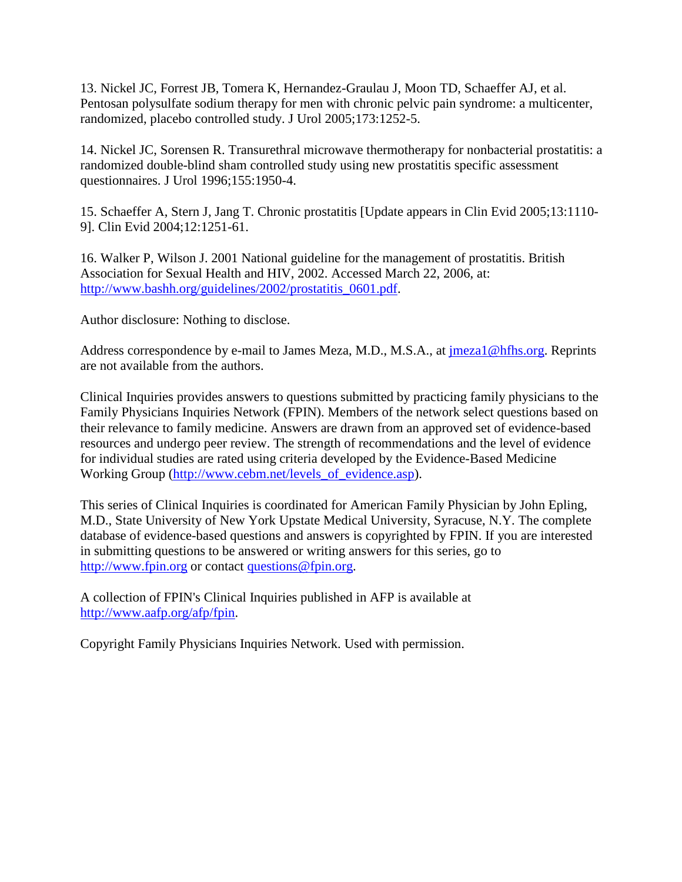13. Nickel JC, Forrest JB, Tomera K, Hernandez-Graulau J, Moon TD, Schaeffer AJ, et al. Pentosan polysulfate sodium therapy for men with chronic pelvic pain syndrome: a multicenter, randomized, placebo controlled study. J Urol 2005;173:1252-5.

14. Nickel JC, Sorensen R. Transurethral microwave thermotherapy for nonbacterial prostatitis: a randomized double-blind sham controlled study using new prostatitis specific assessment questionnaires. J Urol 1996;155:1950-4.

15. Schaeffer A, Stern J, Jang T. Chronic prostatitis [Update appears in Clin Evid 2005;13:1110-9]. Clin Evid 2004;12:1251-61.

16. Walker P, Wilson J. 2001 National guideline for the management of prostatitis. British Association for Sexual Health and HIV, 2002. Accessed March 22, 2006, at: http://www.bashh.org/guidelines/2002/prostatitis_0601.pdf.

Author disclosure: Nothing to disclose.

Address correspondence by e-mail to James Meza, M.D., M.S.A., at jmeza1@hfhs.org. Reprints are not available from the authors.

Clinical Inquiries provides answers to questions submitted by practicing family physicians to the Family Physicians Inquiries Network (FPIN). Members of the network select questions based on their relevance to family medicine. Answers are drawn from an approved set of evidence-based resources and undergo peer review. The strength of recommendations and the level of evidence for individual studies are rated using criteria developed by the Evidence-Based Medicine Working Group (http://www.cebm.net/levels_of_evidence.asp).

This series of Clinical Inquiries is coordinated for American Family Physician by John Epling, M.D., State University of New York Upstate Medical University, Syracuse, N.Y. The complete database of evidence-based questions and answers is copyrighted by FPIN. If you are interested in submitting questions to be answered or writing answers for this series, go to http://www.fpin.org or contact questions@fpin.org.

A collection of FPIN's Clinical Inquiries published in AFP is available at http://www.aafp.org/afp/fpin.

Copyright Family Physicians Inquiries Network. Used with permission.